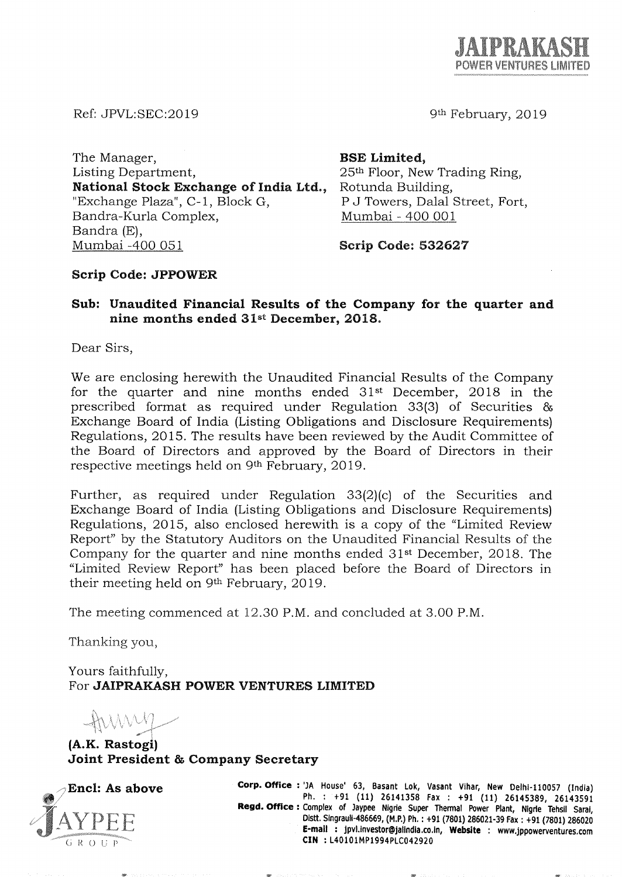**JAIPRAKASH**
POWER VENTURES LIMITED

Ref: JPVL:SEC:2019

9th February, 2019

The Manager,
Listing Department,
**National Stock Exchange of India Ltd.,**
"Exchange Plaza", C-1, Block G,
Bandra-Kurla Complex,
Bandra (E),
Mumbai -400 051

**Scrip Code: JPPOWER**

**BSE Limited,**
25th Floor, New Trading Ring,
Rotunda Building,
P J Towers, Dalal Street, Fort,
Mumbai - 400 001

**Scrip Code: 532627**

**Sub: Unaudited Financial Results of the Company for the quarter and nine months ended 31st December, 2018.**

Dear Sirs,

We are enclosing herewith the Unaudited Financial Results of the Company for the quarter and nine months ended 31st December, 2018 in the prescribed format as required under Regulation 33(3) of Securities & Exchange Board of India (Listing Obligations and Disclosure Requirements) Regulations, 2015. The results have been reviewed by the Audit Committee of the Board of Directors and approved by the Board of Directors in their respective meetings held on 9th February, 2019.

Further, as required under Regulation 33(2)(c) of the Securities and Exchange Board of India (Listing Obligations and Disclosure Requirements) Regulations, 2015, also enclosed herewith is a copy of the "Limited Review Report" by the Statutory Auditors on the Unaudited Financial Results of the Company for the quarter and nine months ended 31st December, 2018. The "Limited Review Report" has been placed before the Board of Directors in their meeting held on 9th February, 2019.

The meeting commenced at 12.30 P.M. and concluded at 3.00 P.M.

Thanking you,

Yours faithfully,
For **JAIPRAKASH POWER VENTURES LIMITED**

**(A.K. Rastogi)**
**Joint President & Company Secretary**

**Encl: As above**

JAYPEE GROUP

**Corp. Office :** 'JA House' 63, Basant Lok, Vasant Vihar, New Delhi-110057 (India) Ph. : +91 (11) 26141358 Fax : +91 (11) 26145389, 26143591
**Regd. Office :** Complex of Jaypee Nigrie Super Thermal Power Plant, Nigrie Tehsil Sarai, Distt. Singrauli-486669, (M.P.) Ph. : +91 (7801) 286021-39 Fax : +91 (7801) 286020
**E-mail :** jpvl.investor@jalindia.co.in, **Website :** www.jppowerventures.com
**CIN :** L40101MP1994PLC042920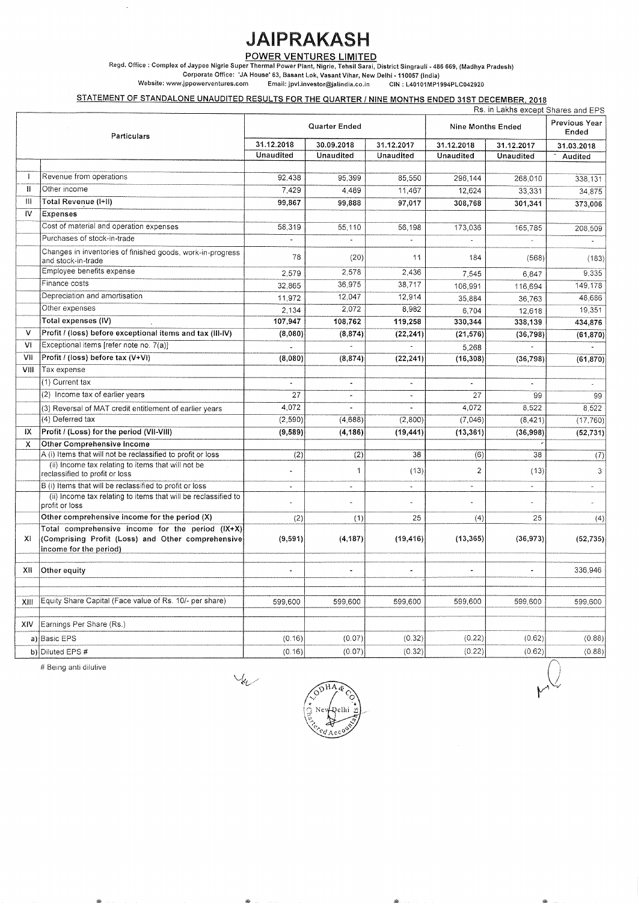# JAIPRAKASH

## POWER VENTURES LIMITED

Regd. Office : Complex of Jaypee Nigrie Super Thermal Power Plant, Nigrie, Tehsil Sarai, District Singrauli - 486 669, (Madhya Pradesh)
Corporate Office: 'JA House' 63, Basant Lok, Vasant Vihar, New Delhi - 110057 (India)
Website: www.jppowerventures.com    Email: jpvl.investor@jalindia.co.in    CIN : L40101MP1994PLC042920

### STATEMENT OF STANDALONE UNAUDITED RESULTS FOR THE QUARTER / NINE MONTHS ENDED 31ST DECEMBER, 2018

Rs. in Lakhs except Shares and EPS

| | Particulars | Quarter Ended | | | Nine Months Ended | | Previous Year Ended |
|---|---|---|---|---|---|---|---|
| | | 31.12.2018 | 30.09.2018 | 31.12.2017 | 31.12.2018 | 31.12.2017 | 31.03.2018 |
| | | Unaudited | Unaudited | Unaudited | Unaudited | Unaudited | Audited |
| I | Revenue from operations | 92,438 | 95,399 | 85,550 | 296,144 | 268,010 | 338,131 |
| II | Other income | 7,429 | 4,489 | 11,467 | 12,624 | 33,331 | 34,875 |
| III | **Total Revenue (I+II)** | **99,867** | **99,888** | **97,017** | **308,768** | **301,341** | **373,006** |
| IV | **Expenses** | | | | | | |
| | Cost of material and operation expenses | 58,319 | 55,110 | 56,198 | 173,036 | 165,785 | 208,509 |
| | Purchases of stock-in-trade | - | - | - | - | - | - |
| | Changes in inventories of finished goods, work-in-progress and stock-in-trade | 78 | (20) | 11 | 184 | (568) | (183) |
| | Employee benefits expense | 2,579 | 2,578 | 2,436 | 7,545 | 6,847 | 9,335 |
| | Finance costs | 32,865 | 36,975 | 38,717 | 106,991 | 116,694 | 149,178 |
| | Depreciation and amortisation | 11,972 | 12,047 | 12,914 | 35,884 | 36,763 | 48,686 |
| | Other expenses | 2,134 | 2,072 | 8,982 | 6,704 | 12,618 | 19,351 |
| | **Total expenses (IV)** | **107,947** | **108,762** | **119,258** | **330,344** | **338,139** | **434,876** |
| V | **Profit / (loss) before exceptional items and tax (III-IV)** | **(8,080)** | **(8,874)** | **(22,241)** | **(21,576)** | **(36,798)** | **(61,870)** |
| VI | Exceptional items [refer note no. 7(a)] | - | - | - | 5,268 | - | - |
| VII | **Profit / (loss) before tax (V+VI)** | **(8,080)** | **(8,874)** | **(22,241)** | **(16,308)** | **(36,798)** | **(61,870)** |
| VIII | Tax expense | | | | | | |
| | (1) Current tax | - | - | - | - | - | - |
| | (2) Income tax of earlier years | 27 | - | - | 27 | 99 | 99 |
| | (3) Reversal of MAT credit entitlement of earlier years | 4,072 | - | - | 4,072 | 8,522 | 8,522 |
| | (4) Deferred tax | (2,590) | (4,688) | (2,800) | (7,046) | (8,421) | (17,760) |
| IX | **Profit / (Loss) for the period (VII-VIII)** | **(9,589)** | **(4,186)** | **(19,441)** | **(13,361)** | **(36,998)** | **(52,731)** |
| X | **Other Comprehensive Income** | | | | | | |
| | A (i) Items that will not be reclassified to profit or loss | (2) | (2) | 38 | (6) | 38 | (7) |
| | (ii) Income tax relating to items that will not be reclassified to profit or loss | - | 1 | (13) | 2 | (13) | 3 |
| | B (i) Items that will be reclassified to profit or loss | - | - | - | - | - | - |
| | (ii) Income tax relating to items that will be reclassified to profit or loss | - | - | - | - | - | - |
| | **Other comprehensive income for the period (X)** | (2) | (1) | 25 | (4) | 25 | (4) |
| XI | **Total comprehensive income for the period (IX+X) (Comprising Profit (Loss) and Other comprehensive income for the period)** | **(9,591)** | **(4,187)** | **(19,416)** | **(13,365)** | **(36,973)** | **(52,735)** |
| XII | **Other equity** | - | - | - | - | - | 336,946 |
| XIII | Equity Share Capital (Face value of Rs. 10/- per share) | 599,600 | 599,600 | 599,600 | 599,600 | 599,600 | 599,600 |
| XIV | Earnings Per Share (Rs.) | | | | | | |
| a) | Basic EPS | (0.16) | (0.07) | (0.32) | (0.22) | (0.62) | (0.88) |
| b) | Diluted EPS # | (0.16) | (0.07) | (0.32) | (0.22) | (0.62) | (0.88) |

# Being anti dilutive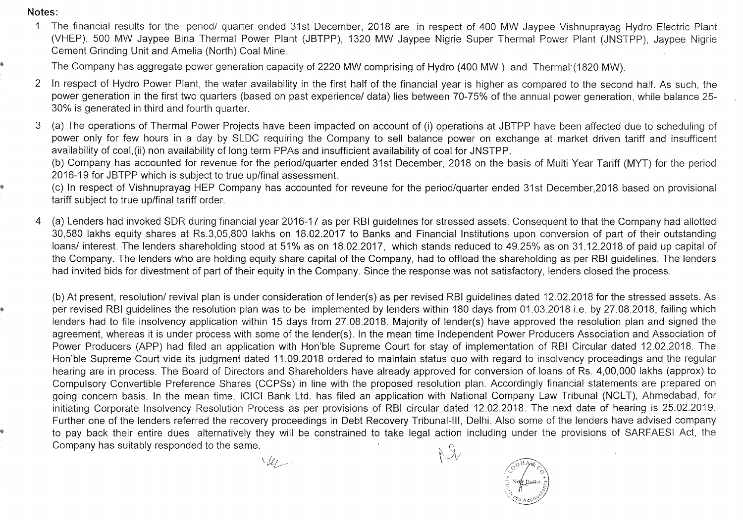**Notes:**

1. The financial results for the period/ quarter ended 31st December, 2018 are in respect of 400 MW Jaypee Vishnuprayag Hydro Electric Plant (VHEP), 500 MW Jaypee Bina Thermal Power Plant (JBTPP), 1320 MW Jaypee Nigrie Super Thermal Power Plant (JNSTPP), Jaypee Nigrie Cement Grinding Unit and Amelia (North) Coal Mine.

   The Company has aggregate power generation capacity of 2220 MW comprising of Hydro (400 MW ) and Thermal (1820 MW).

2. In respect of Hydro Power Plant, the water availability in the first half of the financial year is higher as compared to the second half. As such, the power generation in the first two quarters (based on past experience/ data) lies between 70-75% of the annual power generation, while balance 25-30% is generated in third and fourth quarter.

3. (a) The operations of Thermal Power Projects have been impacted on account of (i) operations at JBTPP have been affected due to scheduling of power only for few hours in a day by SLDC requiring the Company to sell balance power on exchange at market driven tariff and insuffcient availability of coal,(ii) non availability of long term PPAs and insufficient availability of coal for JNSTPP.

   (b) Company has accounted for revenue for the period/quarter ended 31st December, 2018 on the basis of Multi Year Tariff (MYT) for the period 2016-19 for JBTPP which is subject to true up/final assessment.

   (c) In respect of Vishnuprayag HEP Company has accounted for reveune for the period/quarter ended 31st December,2018 based on provisional tariff subject to true up/final tariff order.

4. (a) Lenders had invoked SDR during financial year 2016-17 as per RBI guidelines for stressed assets. Consequent to that the Company had allotted 30,580 lakhs equity shares at Rs.3,05,800 lakhs on 18.02.2017 to Banks and Financial Institutions upon conversion of part of their outstanding loans/ interest. The lenders shareholding stood at 51% as on 18.02.2017, which stands reduced to 49.25% as on 31.12.2018 of paid up capital of the Company. The lenders who are holding equity share capital of the Company, had to offload the shareholding as per RBI guidelines. The lenders had invited bids for divestment of part of their equity in the Company. Since the response was not satisfactory, lenders closed the process.

   (b) At present, resolution/ revival plan is under consideration of lender(s) as per revised RBI guidelines dated 12.02.2018 for the stressed assets. As per revised RBI guidelines the resolution plan was to be implemented by lenders within 180 days from 01.03.2018 i.e. by 27.08.2018, failing which lenders had to file insolvency application within 15 days from 27.08.2018. Majority of lender(s) have approved the resolution plan and signed the agreement, whereas it is under process with some of the lender(s). In the mean time Independent Power Producers Association and Association of Power Producers (APP) had filed an application with Hon'ble Supreme Court for stay of implementation of RBI Circular dated 12.02.2018. The Hon'ble Supreme Court vide its judgment dated 11.09.2018 ordered to maintain status quo with regard to insolvency proceedings and the regular hearing are in process. The Board of Directors and Shareholders have already approved for conversion of loans of Rs. 4,00,000 lakhs (approx) to Compulsory Convertible Preference Shares (CCPSs) in line with the proposed resolution plan. Accordingly financial statements are prepared on going concern basis. In the mean time, ICICI Bank Ltd. has filed an application with National Company Law Tribunal (NCLT), Ahmedabad, for initiating Corporate Insolvency Resolution Process as per provisions of RBI circular dated 12.02.2018. The next date of hearing is 25.02.2019. Further one of the lenders referred the recovery proceedings in Debt Recovery Tribunal-III, Delhi. Also some of the lenders have advised company to pay back their entire dues alternatively they will be constrained to take legal action including under the provisions of SARFAESI Act, the Company has suitably responded to the same.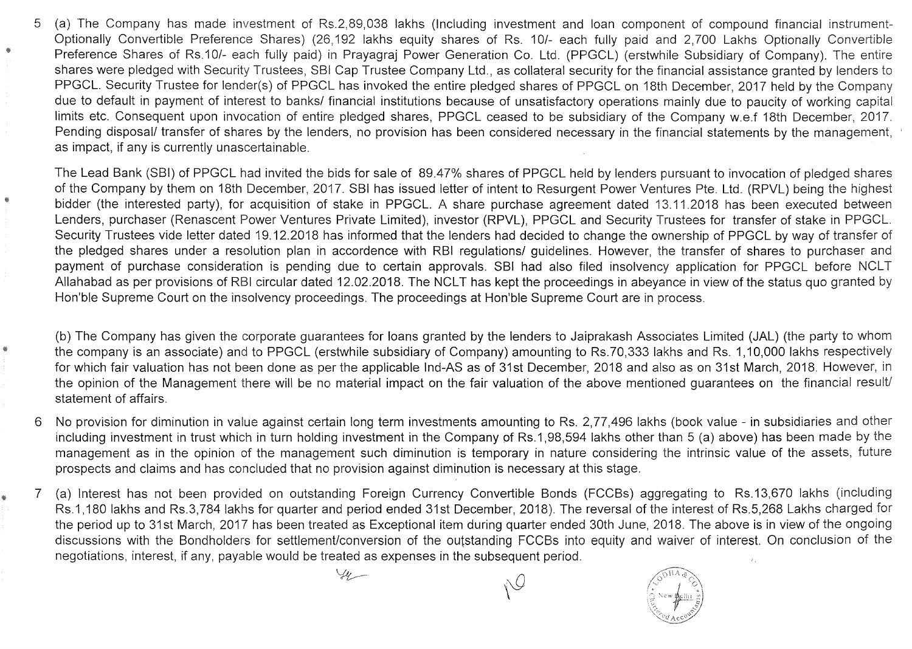5 (a) The Company has made investment of Rs.2,89,038 lakhs (Including investment and loan component of compound financial instrument- Optionally Convertible Preference Shares) (26,192 lakhs equity shares of Rs. 10/- each fully paid and 2,700 Lakhs Optionally Convertible Preference Shares of Rs.10/- each fully paid) in Prayagraj Power Generation Co. Ltd. (PPGCL) (erstwhile Subsidiary of Company). The entire shares were pledged with Security Trustees, SBI Cap Trustee Company Ltd., as collateral security for the financial assistance granted by lenders to PPGCL. Security Trustee for lender(s) of PPGCL has invoked the entire pledged shares of PPGCL on 18th December, 2017 held by the Company due to default in payment of interest to banks/ financial institutions because of unsatisfactory operations mainly due to paucity of working capital limits etc. Consequent upon invocation of entire pledged shares, PPGCL ceased to be subsidiary of the Company w.e.f 18th December, 2017. Pending disposal/ transfer of shares by the lenders, no provision has been considered necessary in the financial statements by the management, as impact, if any is currently unascertainable.

The Lead Bank (SBI) of PPGCL had invited the bids for sale of 89.47% shares of PPGCL held by lenders pursuant to invocation of pledged shares of the Company by them on 18th December, 2017. SBI has issued letter of intent to Resurgent Power Ventures Pte. Ltd. (RPVL) being the highest bidder (the interested party), for acquisition of stake in PPGCL. A share purchase agreement dated 13.11.2018 has been executed between Lenders, purchaser (Renascent Power Ventures Private Limited), investor (RPVL), PPGCL and Security Trustees for transfer of stake in PPGCL. Security Trustees vide letter dated 19.12.2018 has informed that the lenders had decided to change the ownership of PPGCL by way of transfer of the pledged shares under a resolution plan in accordence with RBI regulations/ guidelines. However, the transfer of shares to purchaser and payment of purchase consideration is pending due to certain approvals. SBI had also filed insolvency application for PPGCL before NCLT Allahabad as per provisions of RBI circular dated 12.02.2018. The NCLT has kept the proceedings in abeyance in view of the status quo granted by Hon'ble Supreme Court on the insolvency proceedings. The proceedings at Hon'ble Supreme Court are in process.

(b) The Company has given the corporate guarantees for loans granted by the lenders to Jaiprakash Associates Limited (JAL) (the party to whom the company is an associate) and to PPGCL (erstwhile subsidiary of Company) amounting to Rs.70,333 lakhs and Rs. 1,10,000 lakhs respectively for which fair valuation has not been done as per the applicable Ind-AS as of 31st December, 2018 and also as on 31st March, 2018. However, in the opinion of the Management there will be no material impact on the fair valuation of the above mentioned guarantees on the financial result/ statement of affairs.

6 No provision for diminution in value against certain long term investments amounting to Rs. 2,77,496 lakhs (book value - in subsidiaries and other including investment in trust which in turn holding investment in the Company of Rs.1,98,594 lakhs other than 5 (a) above) has been made by the management as in the opinion of the management such diminution is temporary in nature considering the intrinsic value of the assets, future prospects and claims and has concluded that no provision against diminution is necessary at this stage.

7 (a) Interest has not been provided on outstanding Foreign Currency Convertible Bonds (FCCBs) aggregating to Rs.13,670 lakhs (including Rs.1,180 lakhs and Rs.3,784 lakhs for quarter and period ended 31st December, 2018). The reversal of the interest of Rs.5,268 Lakhs charged for the period up to 31st March, 2017 has been treated as Exceptional item during quarter ended 30th June, 2018. The above is in view of the ongoing discussions with the Bondholders for settlement/conversion of the outstanding FCCBs into equity and waiver of interest. On conclusion of the negotiations, interest, if any, payable would be treated as expenses in the subsequent period.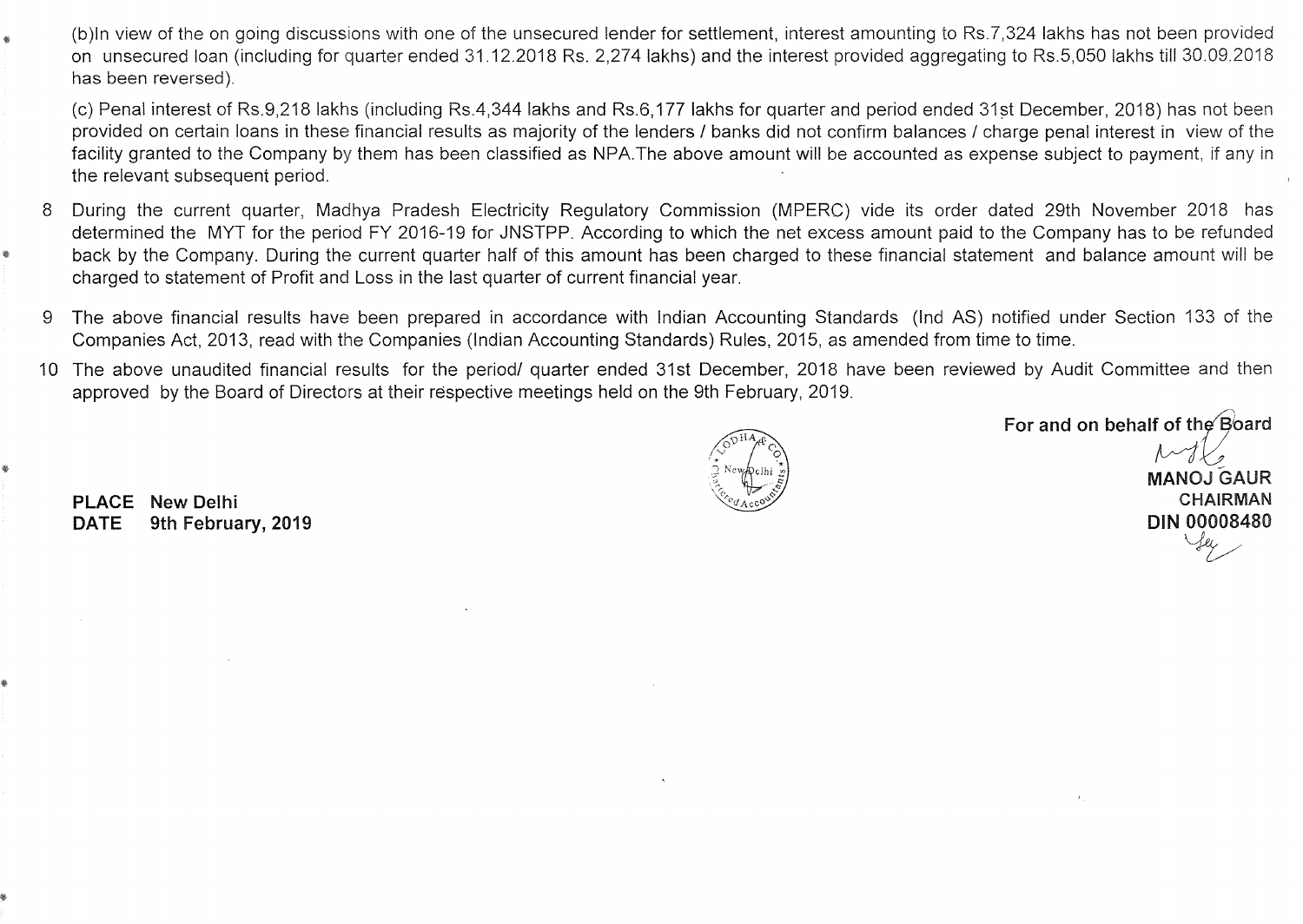(b)In view of the on going discussions with one of the unsecured lender for settlement, interest amounting to Rs.7,324 lakhs has not been provided on unsecured loan (including for quarter ended 31.12.2018 Rs. 2,274 lakhs) and the interest provided aggregating to Rs.5,050 lakhs till 30.09.2018 has been reversed).

(c) Penal interest of Rs.9,218 lakhs (including Rs.4,344 lakhs and Rs.6,177 lakhs for quarter and period ended 31st December, 2018) has not been provided on certain loans in these financial results as majority of the lenders / banks did not confirm balances / charge penal interest in view of the facility granted to the Company by them has been classified as NPA.The above amount will be accounted as expense subject to payment, if any in the relevant subsequent period.

8 During the current quarter, Madhya Pradesh Electricity Regulatory Commission (MPERC) vide its order dated 29th November 2018 has determined the MYT for the period FY 2016-19 for JNSTPP. According to which the net excess amount paid to the Company has to be refunded back by the Company. During the current quarter half of this amount has been charged to these financial statement and balance amount will be charged to statement of Profit and Loss in the last quarter of current financial year.

9 The above financial results have been prepared in accordance with Indian Accounting Standards (Ind AS) notified under Section 133 of the Companies Act, 2013, read with the Companies (Indian Accounting Standards) Rules, 2015, as amended from time to time.

10 The above unaudited financial results for the period/ quarter ended 31st December, 2018 have been reviewed by Audit Committee and then approved by the Board of Directors at their respective meetings held on the 9th February, 2019.

**For and on behalf of the Board**

**MANOJ GAUR**
**CHAIRMAN**
**DIN 00008480**

**PLACE** **New Delhi**
**DATE** **9th February, 2019**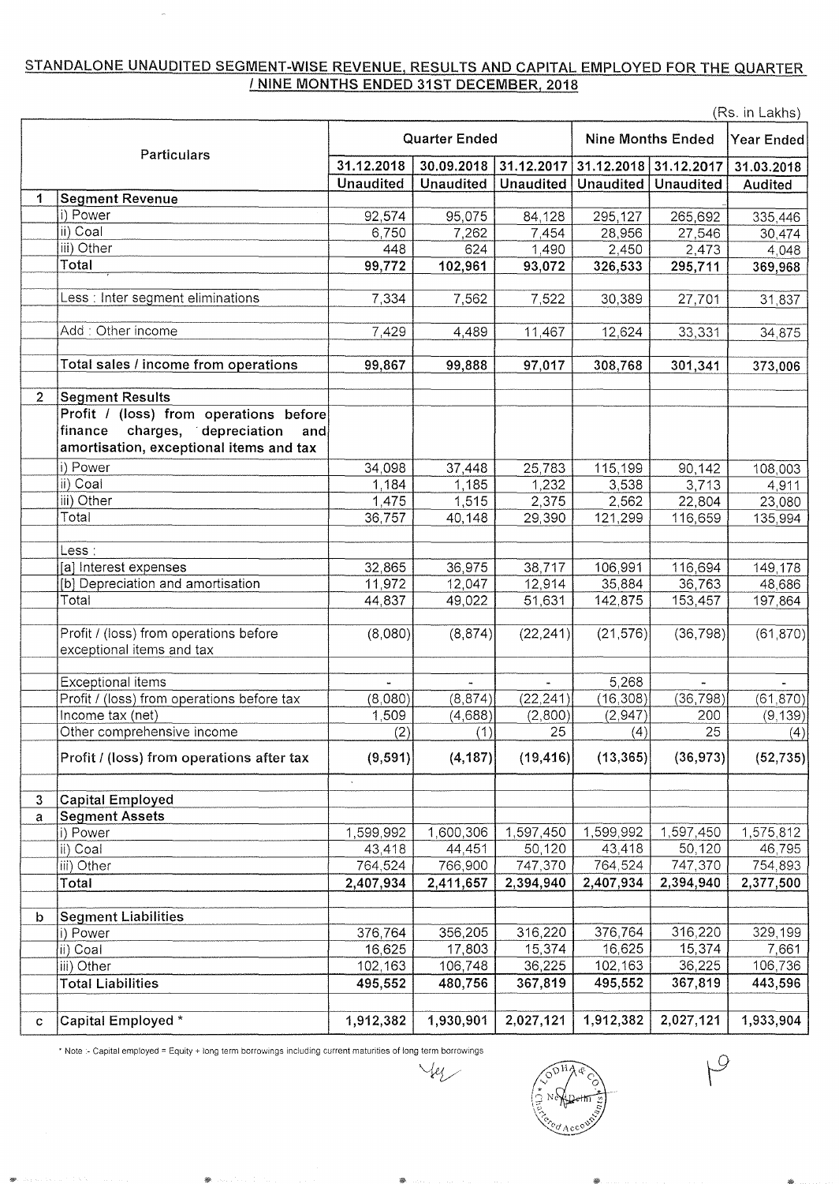## STANDALONE UNAUDITED SEGMENT-WISE REVENUE, RESULTS AND CAPITAL EMPLOYED FOR THE QUARTER / NINE MONTHS ENDED 31ST DECEMBER, 2018

(Rs. in Lakhs)

| | Particulars | Quarter Ended | | | Nine Months Ended | | Year Ended |
|---|---|---|---|---|---|---|---|
| | | 31.12.2018 | 30.09.2018 | 31.12.2017 | 31.12.2018 | 31.12.2017 | 31.03.2018 |
| | | Unaudited | Unaudited | Unaudited | Unaudited | Unaudited | Audited |
| 1 | **Segment Revenue** | | | | | | |
| | i) Power | 92,574 | 95,075 | 84,128 | 295,127 | 265,692 | 335,446 |
| | ii) Coal | 6,750 | 7,262 | 7,454 | 28,956 | 27,546 | 30,474 |
| | iii) Other | 448 | 624 | 1,490 | 2,450 | 2,473 | 4,048 |
| | **Total** | **99,772** | **102,961** | **93,072** | **326,533** | **295,711** | **369,968** |
| | Less : Inter segment eliminations | 7,334 | 7,562 | 7,522 | 30,389 | 27,701 | 31,837 |
| | Add : Other income | 7,429 | 4,489 | 11,467 | 12,624 | 33,331 | 34,875 |
| | **Total sales / income from operations** | **99,867** | **99,888** | **97,017** | **308,768** | **301,341** | **373,006** |
| 2 | **Segment Results** | | | | | | |
| | **Profit / (loss) from operations before finance charges, depreciation and amortisation, exceptional items and tax** | | | | | | |
| | i) Power | 34,098 | 37,448 | 25,783 | 115,199 | 90,142 | 108,003 |
| | ii) Coal | 1,184 | 1,185 | 1,232 | 3,538 | 3,713 | 4,911 |
| | iii) Other | 1,475 | 1,515 | 2,375 | 2,562 | 22,804 | 23,080 |
| | Total | 36,757 | 40,148 | 29,390 | 121,299 | 116,659 | 135,994 |
| | Less : | | | | | | |
| | [a] Interest expenses | 32,865 | 36,975 | 38,717 | 106,991 | 116,694 | 149,178 |
| | [b] Depreciation and amortisation | 11,972 | 12,047 | 12,914 | 35,884 | 36,763 | 48,686 |
| | Total | 44,837 | 49,022 | 51,631 | 142,875 | 153,457 | 197,864 |
| | Profit / (loss) from operations before exceptional items and tax | (8,080) | (8,874) | (22,241) | (21,576) | (36,798) | (61,870) |
| | Exceptional items | - | - | - | 5,268 | - | - |
| | Profit / (loss) from operations before tax | (8,080) | (8,874) | (22,241) | (16,308) | (36,798) | (61,870) |
| | Income tax (net) | 1,509 | (4,688) | (2,800) | (2,947) | 200 | (9,139) |
| | Other comprehensive income | (2) | (1) | 25 | (4) | 25 | (4) |
| | **Profit / (loss) from operations after tax** | **(9,591)** | **(4,187)** | **(19,416)** | **(13,365)** | **(36,973)** | **(52,735)** |
| 3 | **Capital Employed** | | | | | | |
| a | **Segment Assets** | | | | | | |
| | i) Power | 1,599,992 | 1,600,306 | 1,597,450 | 1,599,992 | 1,597,450 | 1,575,812 |
| | ii) Coal | 43,418 | 44,451 | 50,120 | 43,418 | 50,120 | 46,795 |
| | iii) Other | 764,524 | 766,900 | 747,370 | 764,524 | 747,370 | 754,893 |
| | **Total** | **2,407,934** | **2,411,657** | **2,394,940** | **2,407,934** | **2,394,940** | **2,377,500** |
| b | **Segment Liabilities** | | | | | | |
| | i) Power | 376,764 | 356,205 | 316,220 | 376,764 | 316,220 | 329,199 |
| | ii) Coal | 16,625 | 17,803 | 15,374 | 16,625 | 15,374 | 7,661 |
| | iii) Other | 102,163 | 106,748 | 36,225 | 102,163 | 36,225 | 106,736 |
| | **Total Liabilities** | **495,552** | **480,756** | **367,819** | **495,552** | **367,819** | **443,596** |
| c | **Capital Employed \*** | **1,912,382** | **1,930,901** | **2,027,121** | **1,912,382** | **2,027,121** | **1,933,904** |

\* Note :- Capital employed = Equity + long term borrowings including current maturities of long term borrowings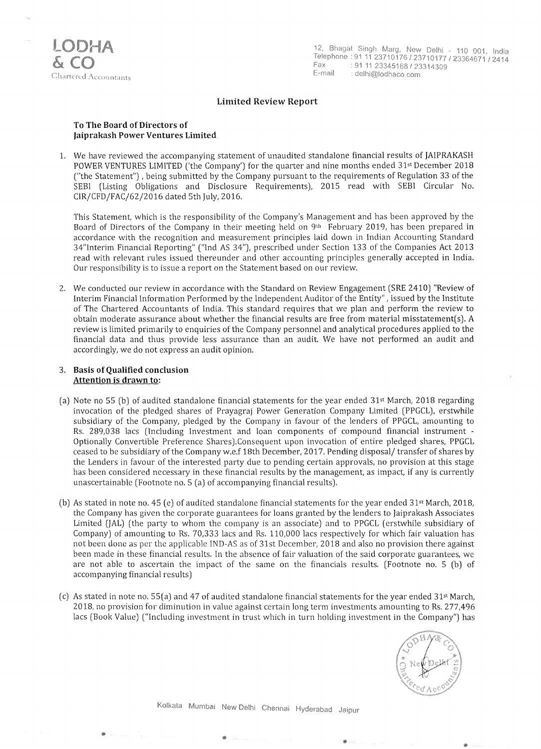**LODHA & CO**
Chartered Accountants

12, Bhagat Singh Marg, New Delhi - 110 001, India
Telephone : 91 11 23710176 / 23710177 / 23364671 / 2414
Fax : 91 11 23345168 / 23314309
E-mail : delhi@lodhaco.com

## Limited Review Report

**To The Board of Directors of**
**Jaiprakash Power Ventures Limited**

1. We have reviewed the accompanying statement of unaudited standalone financial results of JAIPRAKASH POWER VENTURES LIMITED ('the Company') for the quarter and nine months ended 31st December 2018 ("the Statement") , being submitted by the Company pursuant to the requirements of Regulation 33 of the SEBI (Listing Obligations and Disclosure Requirements), 2015 read with SEBI Circular No. CIR/CFD/FAC/62/2016 dated 5th July, 2016.

   This Statement, which is the responsibility of the Company's Management and has been approved by the Board of Directors of the Company in their meeting held on 9th February 2019, has been prepared in accordance with the recognition and measurement principles laid down in Indian Accounting Standard 34"Interim Financial Reporting" ("Ind AS 34"), prescribed under Section 133 of the Companies Act 2013 read with relevant rules issued thereunder and other accounting principles generally accepted in India. Our responsibility is to issue a report on the Statement based on our review.

2. We conducted our review in accordance with the Standard on Review Engagement (SRE 2410) "Review of Interim Financial Information Performed by the Independent Auditor of the Entity" , issued by the Institute of The Chartered Accountants of India. This standard requires that we plan and perform the review to obtain moderate assurance about whether the financial results are free from material misstatement(s). A review is limited primarily to enquiries of the Company personnel and analytical procedures applied to the financial data and thus provide less assurance than an audit. We have not performed an audit and accordingly, we do not express an audit opinion.

3. **Basis of Qualified conclusion**
   **Attention is drawn to:**

(a) Note no 55 (b) of audited standalone financial statements for the year ended 31st March, 2018 regarding invocation of the pledged shares of Prayagraj Power Generation Company Limited (PPGCL), erstwhile subsidiary of the Company, pledged by the Company in favour of the lenders of PPGCL, amounting to Rs. 289,038 lacs (Including Investment and loan components of compound financial instrument - Optionally Convertible Preference Shares).Consequent upon invocation of entire pledged shares, PPGCL ceased to be subsidiary of the Company w.e.f 18th December, 2017. Pending disposal/ transfer of shares by the Lenders in favour of the interested party due to pending certain approvals, no provision at this stage has been considered necessary in these financial results by the management, as impact, if any is currently unascertainable (Footnote no. 5 (a) of accompanying financial results).

(b) As stated in note no. 45 (e) of audited standalone financial statements for the year ended 31st March, 2018, the Company has given the corporate guarantees for loans granted by the lenders to Jaiprakash Associates Limited (JAL) (the party to whom the company is an associate) and to PPGCL (erstwhile subsidiary of Company) of amounting to Rs. 70,333 lacs and Rs. 110,000 lacs respectively for which fair valuation has not been done as per the applicable IND-AS as of 31st December, 2018 and also no provision there against been made in these financial results. In the absence of fair valuation of the said corporate guarantees, we are not able to ascertain the impact of the same on the financials results. (Footnote no. 5 (b) of accompanying financial results)

(c) As stated in note no. 55(a) and 47 of audited standalone financial statements for the year ended 31st March, 2018, no provision for diminution in value against certain long term investments amounting to Rs. 277,496 lacs (Book Value) ("Including investment in trust which in turn holding investment in the Company") has

Kolkata Mumbai New Delhi Chennai Hyderabad Jaipur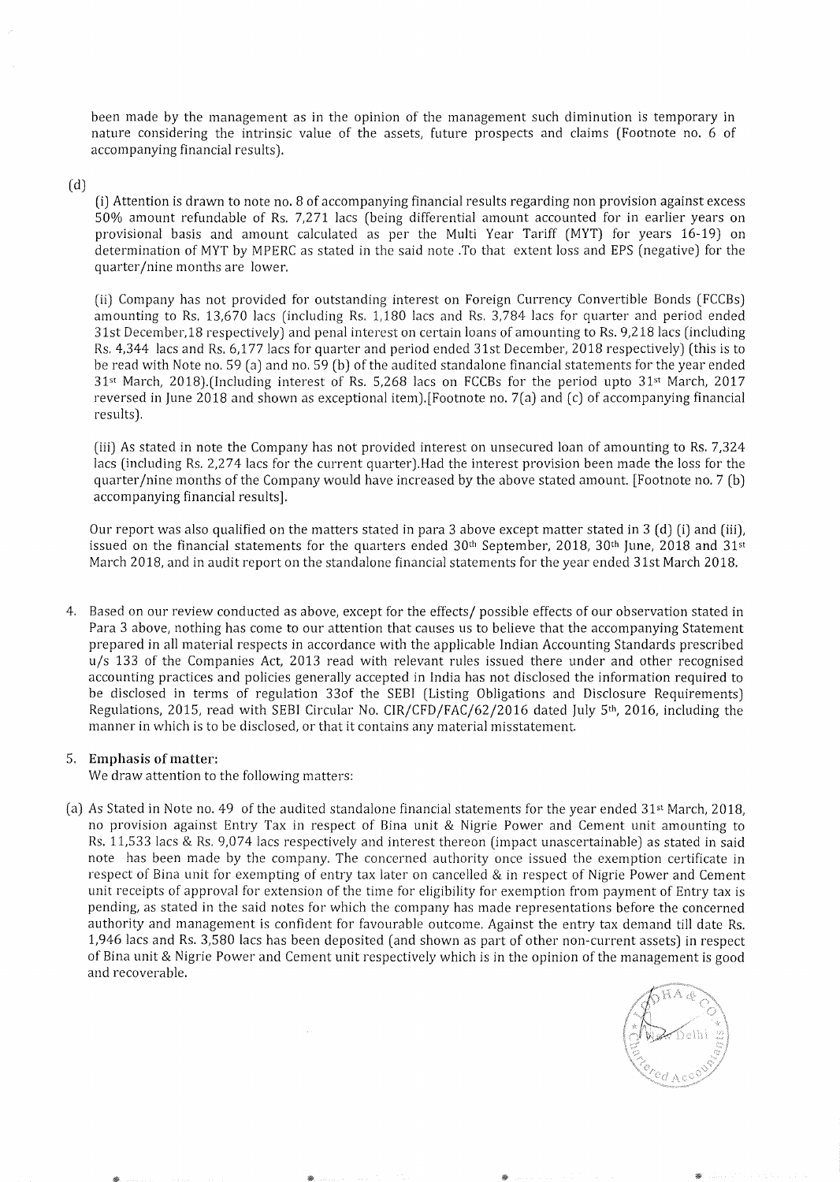been made by the management as in the opinion of the management such diminution is temporary in nature considering the intrinsic value of the assets, future prospects and claims (Footnote no. 6 of accompanying financial results).

(d)

(i) Attention is drawn to note no. 8 of accompanying financial results regarding non provision against excess 50% amount refundable of Rs. 7,271 lacs (being differential amount accounted for in earlier years on provisional basis and amount calculated as per the Multi Year Tariff (MYT) for years 16-19) on determination of MYT by MPERC as stated in the said note .To that extent loss and EPS (negative) for the quarter/nine months are lower.

(ii) Company has not provided for outstanding interest on Foreign Currency Convertible Bonds (FCCBs) amounting to Rs. 13,670 lacs (including Rs. 1,180 lacs and Rs. 3,784 lacs for quarter and period ended 31st December,18 respectively) and penal interest on certain loans of amounting to Rs. 9,218 lacs (including Rs. 4,344 lacs and Rs. 6,177 lacs for quarter and period ended 31st December, 2018 respectively) (this is to be read with Note no. 59 (a) and no. 59 (b) of the audited standalone financial statements for the year ended 31st March, 2018).(Including interest of Rs. 5,268 lacs on FCCBs for the period upto 31st March, 2017 reversed in June 2018 and shown as exceptional item).[Footnote no. 7(a) and (c) of accompanying financial results).

(iii) As stated in note the Company has not provided interest on unsecured loan of amounting to Rs. 7,324 lacs (including Rs. 2,274 lacs for the current quarter).Had the interest provision been made the loss for the quarter/nine months of the Company would have increased by the above stated amount. [Footnote no. 7 (b) accompanying financial results].

Our report was also qualified on the matters stated in para 3 above except matter stated in 3 (d) (i) and (iii), issued on the financial statements for the quarters ended 30th September, 2018, 30th June, 2018 and 31st March 2018, and in audit report on the standalone financial statements for the year ended 31st March 2018.

4. Based on our review conducted as above, except for the effects/ possible effects of our observation stated in Para 3 above, nothing has come to our attention that causes us to believe that the accompanying Statement prepared in all material respects in accordance with the applicable Indian Accounting Standards prescribed u/s 133 of the Companies Act, 2013 read with relevant rules issued there under and other recognised accounting practices and policies generally accepted in India has not disclosed the information required to be disclosed in terms of regulation 33of the SEBI (Listing Obligations and Disclosure Requirements) Regulations, 2015, read with SEBI Circular No. CIR/CFD/FAC/62/2016 dated July 5th, 2016, including the manner in which is to be disclosed, or that it contains any material misstatement.

5. **Emphasis of matter:**

We draw attention to the following matters:

(a) As Stated in Note no. 49 of the audited standalone financial statements for the year ended 31st March, 2018, no provision against Entry Tax in respect of Bina unit & Nigrie Power and Cement unit amounting to Rs. 11,533 lacs & Rs. 9,074 lacs respectively and interest thereon (impact unascertainable) as stated in said note has been made by the company. The concerned authority once issued the exemption certificate in respect of Bina unit for exempting of entry tax later on cancelled & in respect of Nigrie Power and Cement unit receipts of approval for extension of the time for eligibility for exemption from payment of Entry tax is pending, as stated in the said notes for which the company has made representations before the concerned authority and management is confident for favourable outcome. Against the entry tax demand till date Rs. 1,946 lacs and Rs. 3,580 lacs has been deposited (and shown as part of other non-current assets) in respect of Bina unit & Nigrie Power and Cement unit respectively which is in the opinion of the management is good and recoverable.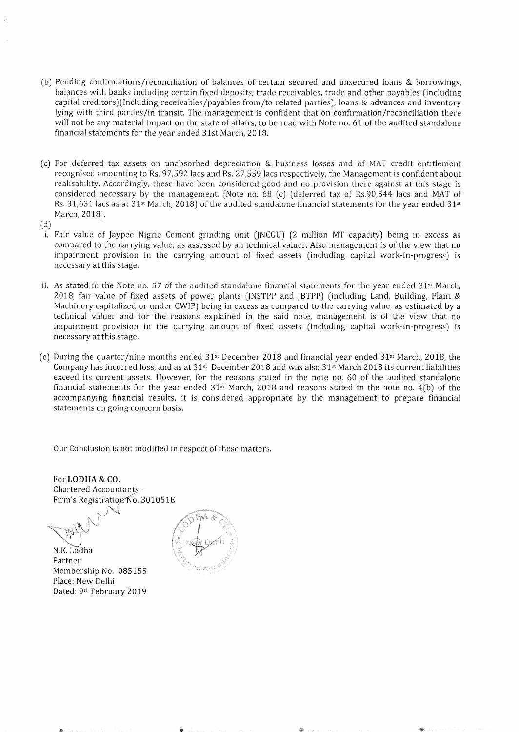(b) Pending confirmations/reconciliation of balances of certain secured and unsecured loans & borrowings, balances with banks including certain fixed deposits, trade receivables, trade and other payables (including capital creditors)(Including receivables/payables from/to related parties), loans & advances and inventory lying with third parties/in transit. The management is confident that on confirmation/reconciliation there will not be any material impact on the state of affairs, to be read with Note no. 61 of the audited standalone financial statements for the year ended 31st March, 2018.

(c) For deferred tax assets on unabsorbed depreciation & business losses and of MAT credit entitlement recognised amounting to Rs. 97,592 lacs and Rs. 27,559 lacs respectively, the Management is confident about realisability. Accordingly, these have been considered good and no provision there against at this stage is considered necessary by the management. [Note no. 68 (c) (deferred tax of Rs.90,544 lacs and MAT of Rs. 31,631 lacs as at 31st March, 2018) of the audited standalone financial statements for the year ended 31st March, 2018].

(d)

i. Fair value of Jaypee Nigrie Cement grinding unit (JNCGU) (2 million MT capacity) being in excess as compared to the carrying value, as assessed by an technical valuer, Also management is of the view that no impairment provision in the carrying amount of fixed assets (including capital work-in-progress) is necessary at this stage.

ii. As stated in the Note no. 57 of the audited standalone financial statements for the year ended 31st March, 2018, fair value of fixed assets of power plants (JNSTPP and JBTPP) (including Land, Building, Plant & Machinery capitalized or under CWIP) being in excess as compared to the carrying value, as estimated by a technical valuer and for the reasons explained in the said note, management is of the view that no impairment provision in the carrying amount of fixed assets (including capital work-in-progress) is necessary at this stage.

(e) During the quarter/nine months ended 31st December 2018 and financial year ended 31st March, 2018, the Company has incurred loss, and as at 31st December 2018 and was also 31st March 2018 its current liabilities exceed its current assets. However, for the reasons stated in the note no. 60 of the audited standalone financial statements for the year ended 31st March, 2018 and reasons stated in the note no. 4(b) of the accompanying financial results, it is considered appropriate by the management to prepare financial statements on going concern basis.

Our Conclusion is not modified in respect of these matters.

For **LODHA & CO.**
Chartered Accountants
Firm's Registration No. 301051E

N.K. Lodha
Partner
Membership No. 085155
Place: New Delhi
Dated: 9th February 2019